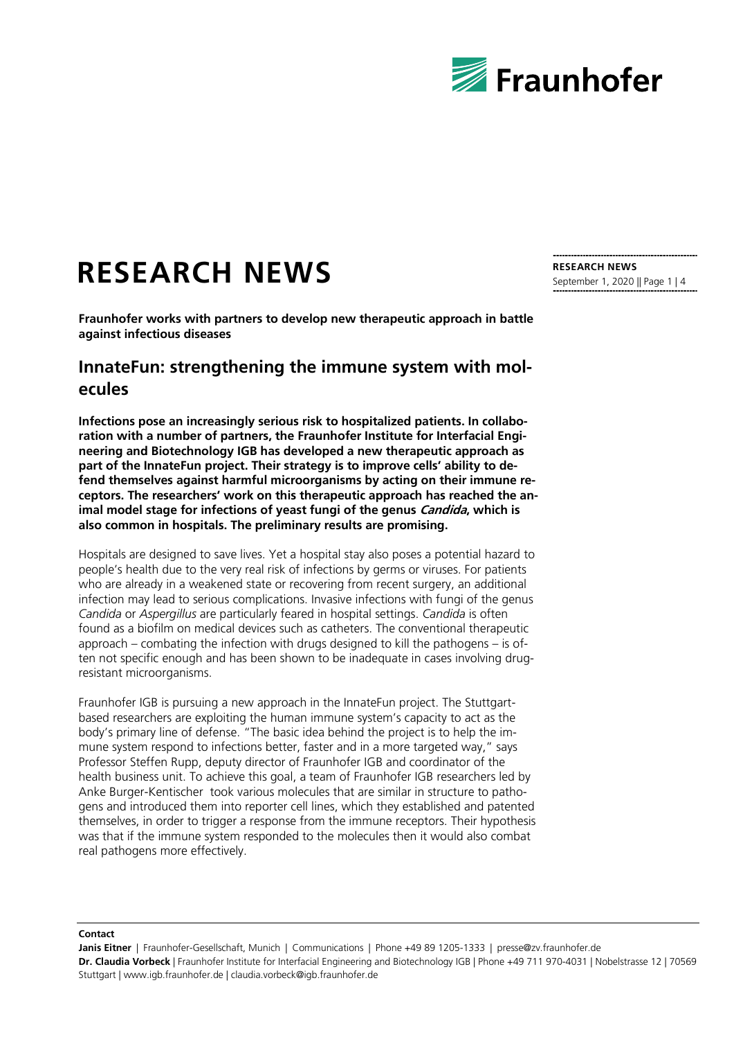# RESEARCH NEWS

**Fraunhofer works with partners to develop new therapeutic approach in battle against infectious diseases**

## InnateFun: strengthening the immune system with molecules

**Infections pose an increasingly serious risk to hospitalized patients. In collaboration with a number of partners, the Fraunhofer Institute for Interfacial Engineering and Biotechnology IGB has developed a new therapeutic approach as part of the InnateFun project. Their strategy is to improve cells' ability to defend themselves against harmful microorganisms by acting on their immune receptors. The researchers' work on this therapeutic approach has reached the animal model stage for infections of yeast fungi of the genus *Candida*, which is also common in hospitals. The preliminary results are promising.**

Hospitals are designed to save lives. Yet a hospital stay also poses a potential hazard to people's health due to the very real risk of infections by germs or viruses. For patients who are already in a weakened state or recovering from recent surgery, an additional infection may lead to serious complications. Invasive infections with fungi of the genus *Candida* or *Aspergillus* are particularly feared in hospital settings. *Candida* is often found as a biofilm on medical devices such as catheters. The conventional therapeutic approach – combating the infection with drugs designed to kill the pathogens – is often not specific enough and has been shown to be inadequate in cases involving drug-resistant microorganisms.

Fraunhofer IGB is pursuing a new approach in the InnateFun project. The Stuttgart-based researchers are exploiting the human immune system's capacity to act as the body's primary line of defense. "The basic idea behind the project is to help the immune system respond to infections better, faster and in a more targeted way," says Professor Steffen Rupp, deputy director of Fraunhofer IGB and coordinator of the health business unit. To achieve this goal, a team of Fraunhofer IGB researchers led by Anke Burger-Kentischer took various molecules that are similar in structure to pathogens and introduced them into reporter cell lines, which they established and patented themselves, in order to trigger a response from the immune receptors. Their hypothesis was that if the immune system responded to the molecules then it would also combat real pathogens more effectively.

**Contact**

**Janis Eitner** | Fraunhofer-Gesellschaft, Munich | Communications | Phone +49 89 1205-1333 | presse@zv.fraunhofer.de
**Dr. Claudia Vorbeck** | Fraunhofer Institute for Interfacial Engineering and Biotechnology IGB | Phone +49 711 970-4031 | Nobelstrasse 12 | 70569 Stuttgart | www.igb.fraunhofer.de | claudia.vorbeck@igb.fraunhofer.de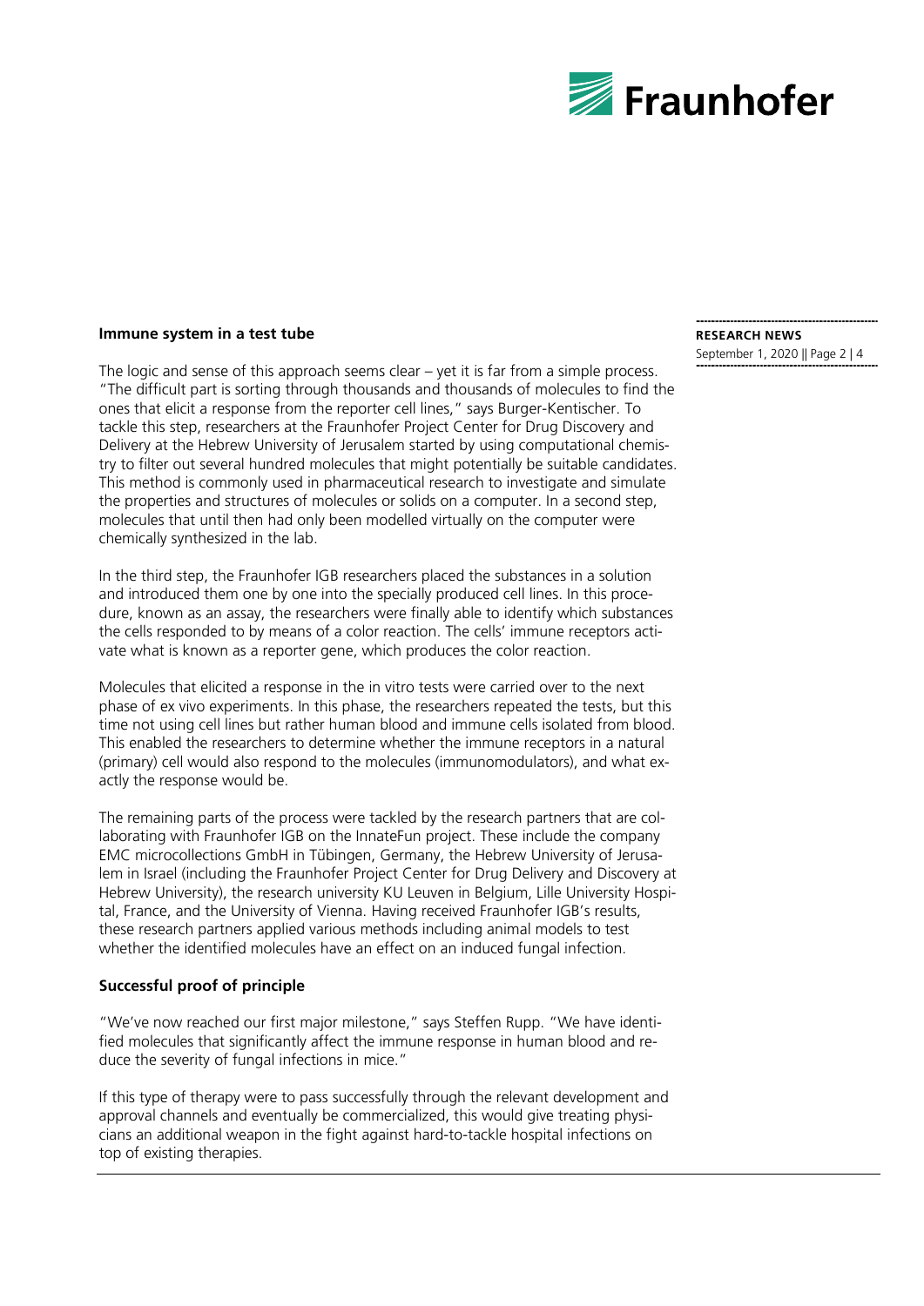## Immune system in a test tube

The logic and sense of this approach seems clear – yet it is far from a simple process. "The difficult part is sorting through thousands and thousands of molecules to find the ones that elicit a response from the reporter cell lines," says Burger-Kentischer. To tackle this step, researchers at the Fraunhofer Project Center for Drug Discovery and Delivery at the Hebrew University of Jerusalem started by using computational chemistry to filter out several hundred molecules that might potentially be suitable candidates. This method is commonly used in pharmaceutical research to investigate and simulate the properties and structures of molecules or solids on a computer. In a second step, molecules that until then had only been modelled virtually on the computer were chemically synthesized in the lab.

In the third step, the Fraunhofer IGB researchers placed the substances in a solution and introduced them one by one into the specially produced cell lines. In this procedure, known as an assay, the researchers were finally able to identify which substances the cells responded to by means of a color reaction. The cells' immune receptors activate what is known as a reporter gene, which produces the color reaction.

Molecules that elicited a response in the in vitro tests were carried over to the next phase of ex vivo experiments. In this phase, the researchers repeated the tests, but this time not using cell lines but rather human blood and immune cells isolated from blood. This enabled the researchers to determine whether the immune receptors in a natural (primary) cell would also respond to the molecules (immunomodulators), and what exactly the response would be.

The remaining parts of the process were tackled by the research partners that are collaborating with Fraunhofer IGB on the InnateFun project. These include the company EMC microcollections GmbH in Tübingen, Germany, the Hebrew University of Jerusalem in Israel (including the Fraunhofer Project Center for Drug Delivery and Discovery at Hebrew University), the research university KU Leuven in Belgium, Lille University Hospital, France, and the University of Vienna. Having received Fraunhofer IGB's results, these research partners applied various methods including animal models to test whether the identified molecules have an effect on an induced fungal infection.

## Successful proof of principle

"We've now reached our first major milestone," says Steffen Rupp. "We have identified molecules that significantly affect the immune response in human blood and reduce the severity of fungal infections in mice."

If this type of therapy were to pass successfully through the relevant development and approval channels and eventually be commercialized, this would give treating physicians an additional weapon in the fight against hard-to-tackle hospital infections on top of existing therapies.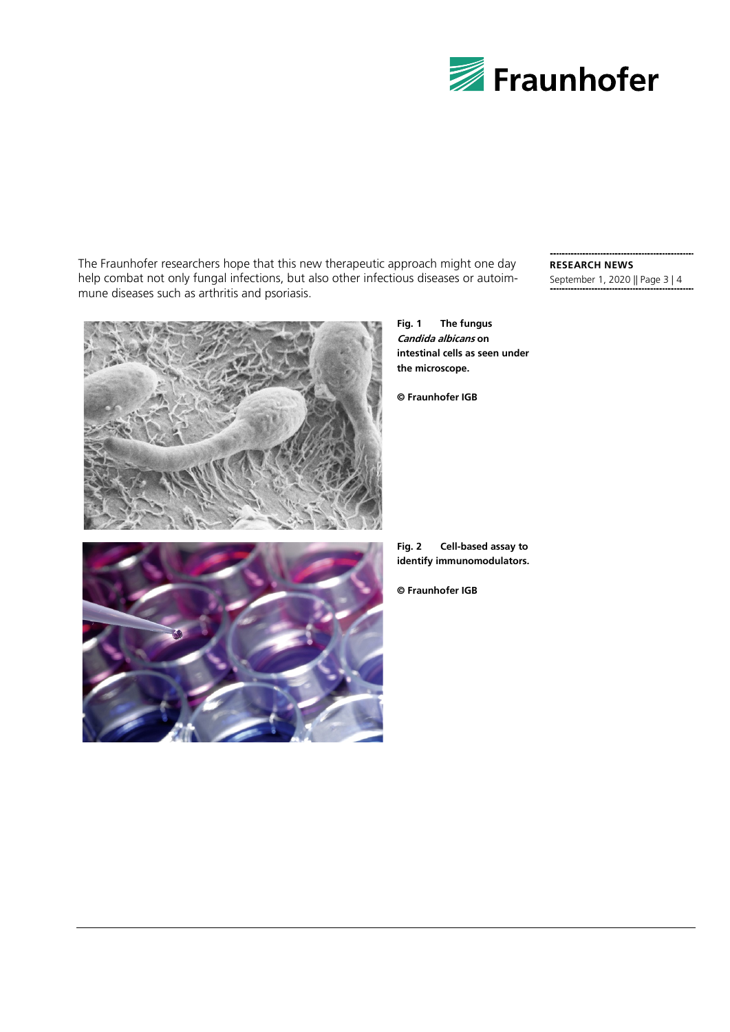The Fraunhofer researchers hope that this new therapeutic approach might one day help combat not only fungal infections, but also other infectious diseases or autoimmune diseases such as arthritis and psoriasis.

**Fig. 1** **The fungus *Candida albicans* on intestinal cells as seen under the microscope.**

**© Fraunhofer IGB**

**Fig. 2** **Cell-based assay to identify immunomodulators.**

**© Fraunhofer IGB**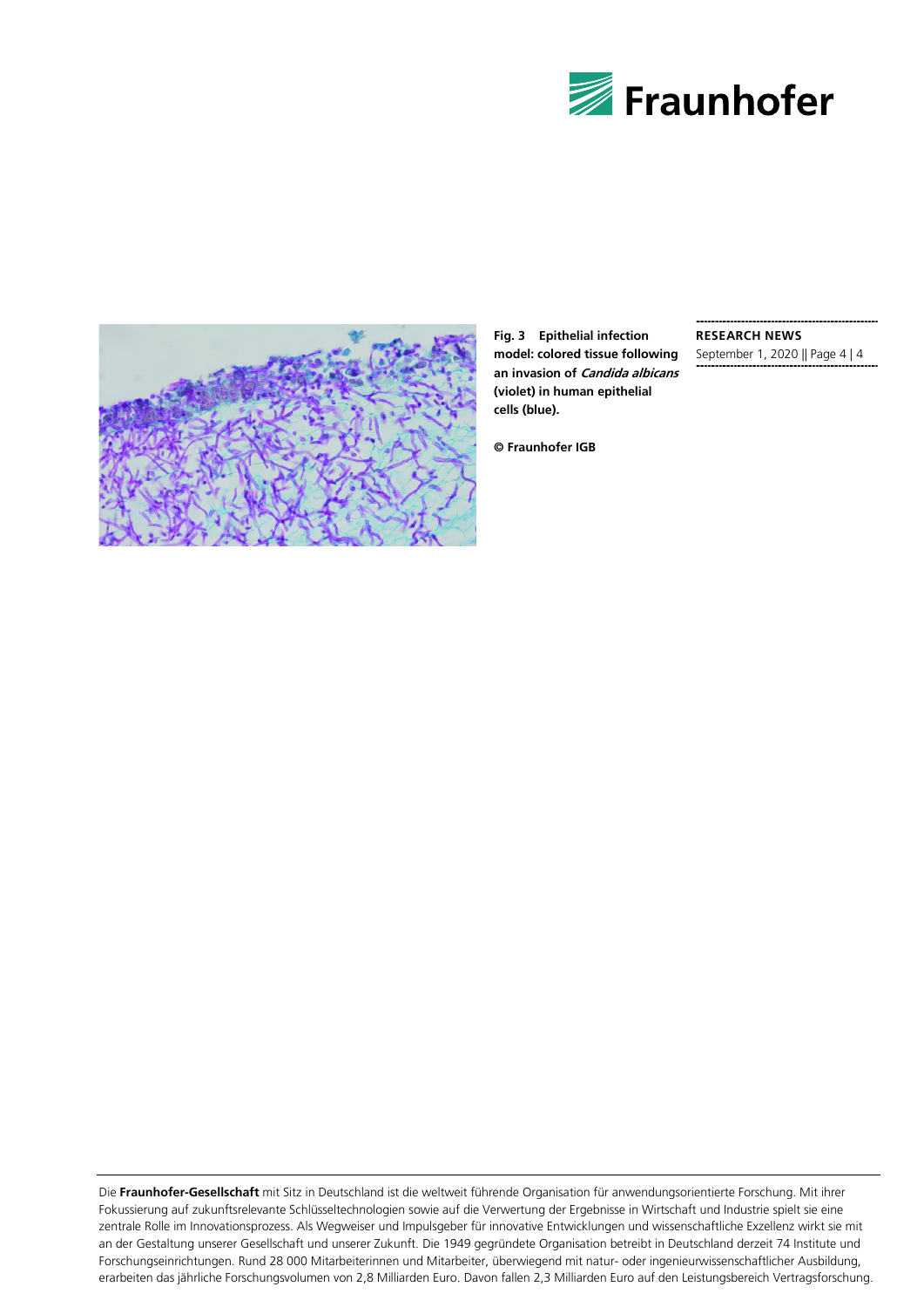**Fig. 3 Epithelial infection model: colored tissue following an invasion of *Candida albicans* (violet) in human epithelial cells (blue).**

**© Fraunhofer IGB**

**RESEARCH NEWS**
September 1, 2020 || Page 4 | 4

Die **Fraunhofer-Gesellschaft** mit Sitz in Deutschland ist die weltweit führende Organisation für anwendungsorientierte Forschung. Mit ihrer Fokussierung auf zukunftsrelevante Schlüsseltechnologien sowie auf die Verwertung der Ergebnisse in Wirtschaft und Industrie spielt sie eine zentrale Rolle im Innovationsprozess. Als Wegweiser und Impulsgeber für innovative Entwicklungen und wissenschaftliche Exzellenz wirkt sie mit an der Gestaltung unserer Gesellschaft und unserer Zukunft. Die 1949 gegründete Organisation betreibt in Deutschland derzeit 74 Institute und Forschungseinrichtungen. Rund 28 000 Mitarbeiterinnen und Mitarbeiter, überwiegend mit natur- oder ingenieurwissenschaftlicher Ausbildung, erarbeiten das jährliche Forschungsvolumen von 2,8 Milliarden Euro. Davon fallen 2,3 Milliarden Euro auf den Leistungsbereich Vertragsforschung.